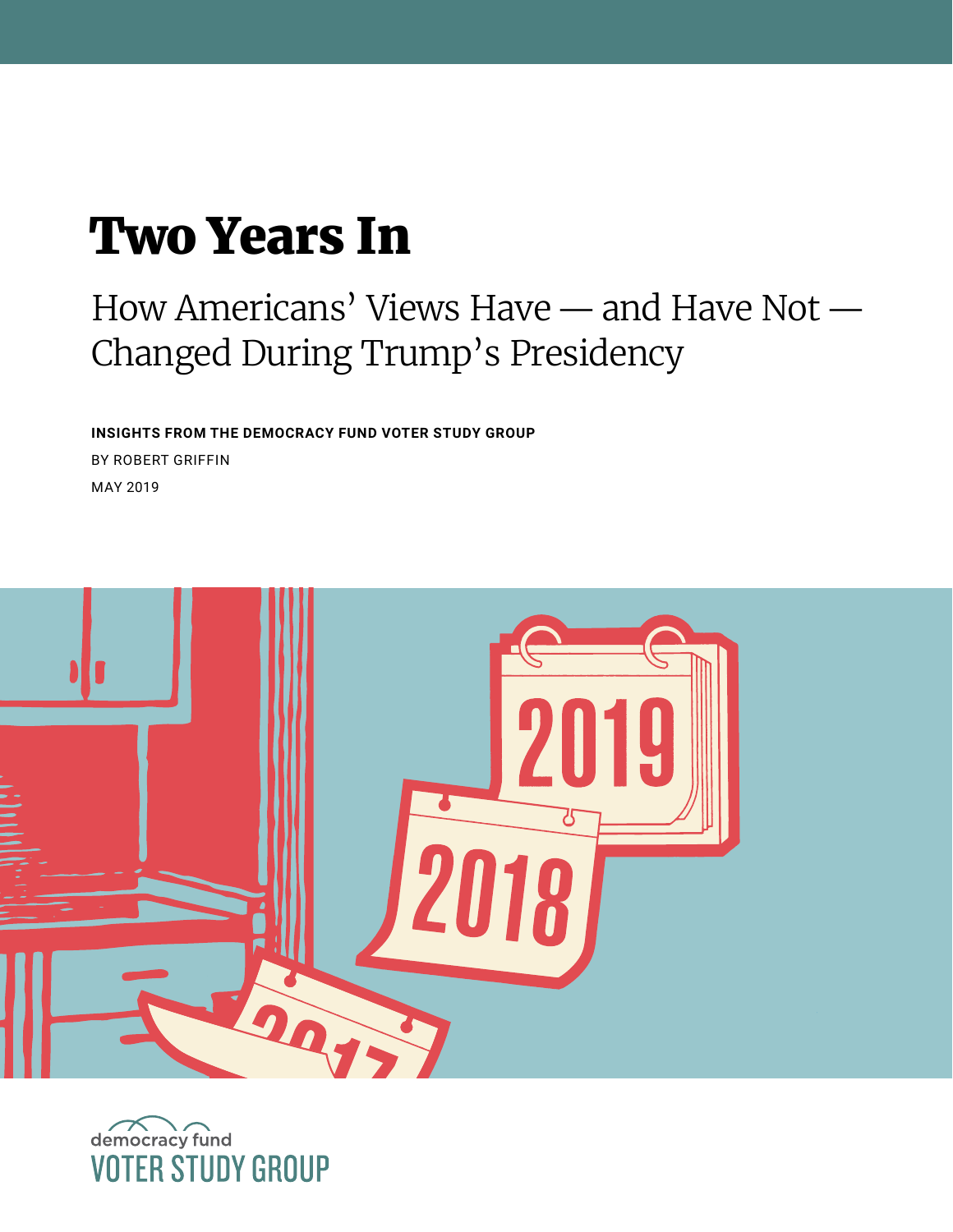# Two Years In

## How Americans' Views Have — and Have Not — Changed During Trump's Presidency

**INSIGHTS FROM THE DEMOCRACY FUND VOTER STUDY GROUP**

BY ROBERT GRIFFIN

MAY 2019

democracy fund
VOTER STUDY GROUP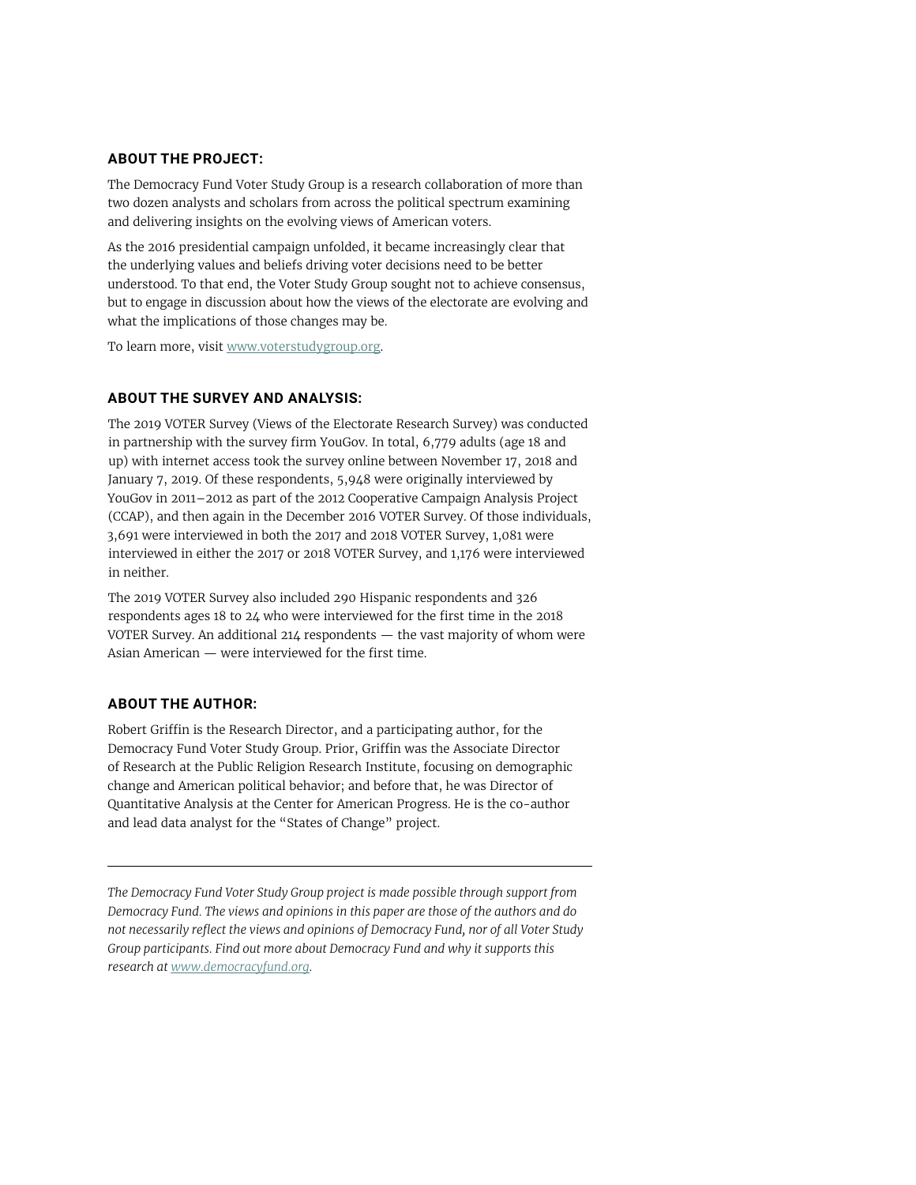## ABOUT THE PROJECT:

The Democracy Fund Voter Study Group is a research collaboration of more than two dozen analysts and scholars from across the political spectrum examining and delivering insights on the evolving views of American voters.

As the 2016 presidential campaign unfolded, it became increasingly clear that the underlying values and beliefs driving voter decisions need to be better understood. To that end, the Voter Study Group sought not to achieve consensus, but to engage in discussion about how the views of the electorate are evolving and what the implications of those changes may be.

To learn more, visit [www.voterstudygroup.org](http://www.voterstudygroup.org).

## ABOUT THE SURVEY AND ANALYSIS:

The 2019 VOTER Survey (Views of the Electorate Research Survey) was conducted in partnership with the survey firm YouGov. In total, 6,779 adults (age 18 and up) with internet access took the survey online between November 17, 2018 and January 7, 2019. Of these respondents, 5,948 were originally interviewed by YouGov in 2011–2012 as part of the 2012 Cooperative Campaign Analysis Project (CCAP), and then again in the December 2016 VOTER Survey. Of those individuals, 3,691 were interviewed in both the 2017 and 2018 VOTER Survey, 1,081 were interviewed in either the 2017 or 2018 VOTER Survey, and 1,176 were interviewed in neither.

The 2019 VOTER Survey also included 290 Hispanic respondents and 326 respondents ages 18 to 24 who were interviewed for the first time in the 2018 VOTER Survey. An additional 214 respondents — the vast majority of whom were Asian American — were interviewed for the first time.

## ABOUT THE AUTHOR:

Robert Griffin is the Research Director, and a participating author, for the Democracy Fund Voter Study Group. Prior, Griffin was the Associate Director of Research at the Public Religion Research Institute, focusing on demographic change and American political behavior; and before that, he was Director of Quantitative Analysis at the Center for American Progress. He is the co-author and lead data analyst for the "States of Change" project.

---

*The Democracy Fund Voter Study Group project is made possible through support from Democracy Fund. The views and opinions in this paper are those of the authors and do not necessarily reflect the views and opinions of Democracy Fund, nor of all Voter Study Group participants. Find out more about Democracy Fund and why it supports this research at [www.democracyfund.org](http://www.democracyfund.org).*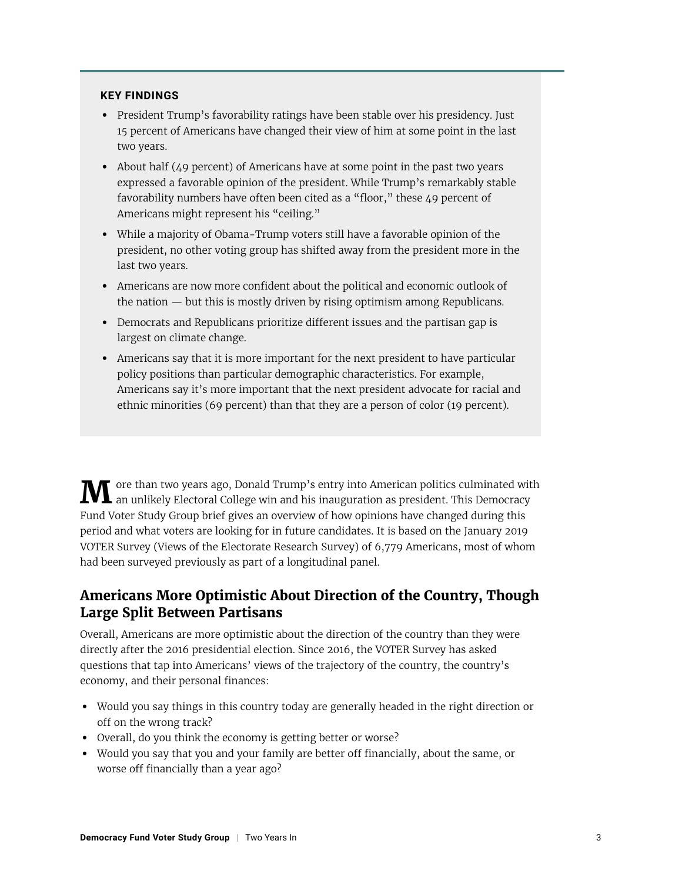**KEY FINDINGS**

- President Trump's favorability ratings have been stable over his presidency. Just 15 percent of Americans have changed their view of him at some point in the last two years.
- About half (49 percent) of Americans have at some point in the past two years expressed a favorable opinion of the president. While Trump's remarkably stable favorability numbers have often been cited as a "floor," these 49 percent of Americans might represent his "ceiling."
- While a majority of Obama-Trump voters still have a favorable opinion of the president, no other voting group has shifted away from the president more in the last two years.
- Americans are now more confident about the political and economic outlook of the nation — but this is mostly driven by rising optimism among Republicans.
- Democrats and Republicans prioritize different issues and the partisan gap is largest on climate change.
- Americans say that it is more important for the next president to have particular policy positions than particular demographic characteristics. For example, Americans say it's more important that the next president advocate for racial and ethnic minorities (69 percent) than that they are a person of color (19 percent).

More than two years ago, Donald Trump's entry into American politics culminated with an unlikely Electoral College win and his inauguration as president. This Democracy Fund Voter Study Group brief gives an overview of how opinions have changed during this period and what voters are looking for in future candidates. It is based on the January 2019 VOTER Survey (Views of the Electorate Research Survey) of 6,779 Americans, most of whom had been surveyed previously as part of a longitudinal panel.

## Americans More Optimistic About Direction of the Country, Though Large Split Between Partisans

Overall, Americans are more optimistic about the direction of the country than they were directly after the 2016 presidential election. Since 2016, the VOTER Survey has asked questions that tap into Americans' views of the trajectory of the country, the country's economy, and their personal finances:

- Would you say things in this country today are generally headed in the right direction or off on the wrong track?
- Overall, do you think the economy is getting better or worse?
- Would you say that you and your family are better off financially, about the same, or worse off financially than a year ago?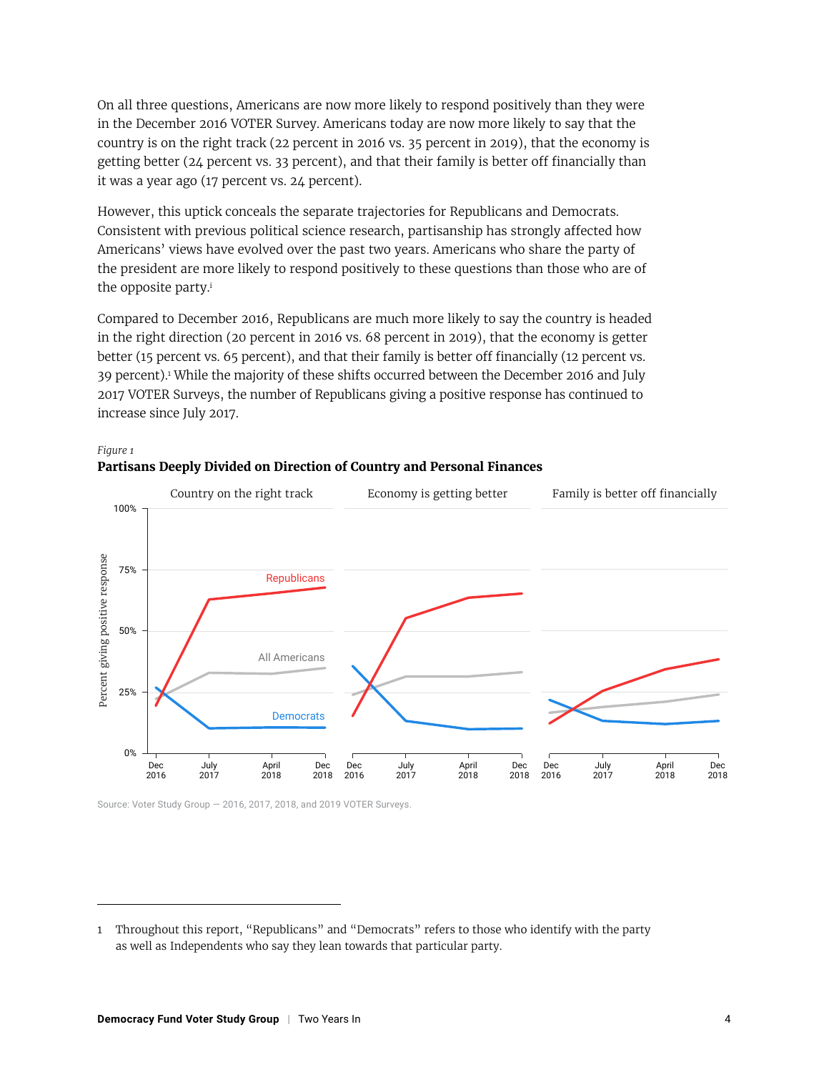On all three questions, Americans are now more likely to respond positively than they were in the December 2016 VOTER Survey. Americans today are now more likely to say that the country is on the right track (22 percent in 2016 vs. 35 percent in 2019), that the economy is getting better (24 percent vs. 33 percent), and that their family is better off financially than it was a year ago (17 percent vs. 24 percent).

However, this uptick conceals the separate trajectories for Republicans and Democrats. Consistent with previous political science research, partisanship has strongly affected how Americans' views have evolved over the past two years. Americans who share the party of the president are more likely to respond positively to these questions than those who are of the opposite party.[i]

Compared to December 2016, Republicans are much more likely to say the country is headed in the right direction (20 percent in 2016 vs. 68 percent in 2019), that the economy is getter better (15 percent vs. 65 percent), and that their family is better off financially (12 percent vs. 39 percent).[1] While the majority of these shifts occurred between the December 2016 and July 2017 VOTER Surveys, the number of Republicans giving a positive response has continued to increase since July 2017.

*Figure 1*

**Partisans Deeply Divided on Direction of Country and Personal Finances**

Source: Voter Study Group — 2016, 2017, 2018, and 2019 VOTER Surveys.

1 Throughout this report, "Republicans" and "Democrats" refers to those who identify with the party as well as Independents who say they lean towards that particular party.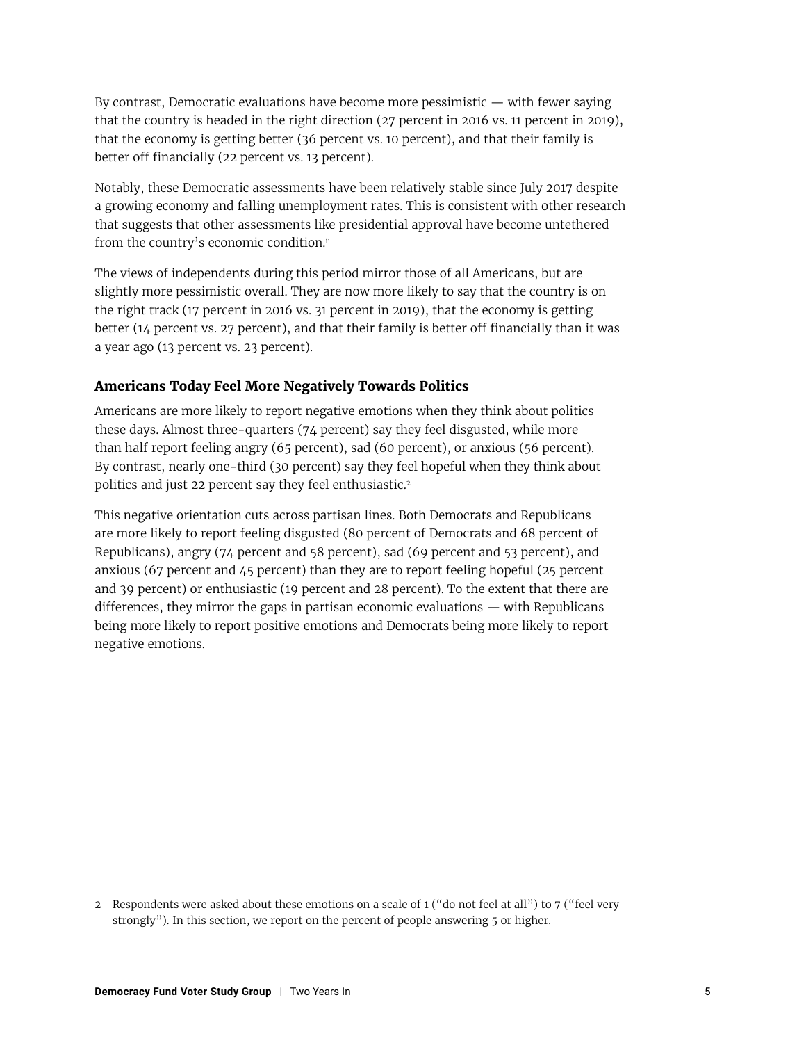By contrast, Democratic evaluations have become more pessimistic — with fewer saying that the country is headed in the right direction (27 percent in 2016 vs. 11 percent in 2019), that the economy is getting better (36 percent vs. 10 percent), and that their family is better off financially (22 percent vs. 13 percent).

Notably, these Democratic assessments have been relatively stable since July 2017 despite a growing economy and falling unemployment rates. This is consistent with other research that suggests that other assessments like presidential approval have become untethered from the country's economic condition.[ii]

The views of independents during this period mirror those of all Americans, but are slightly more pessimistic overall. They are now more likely to say that the country is on the right track (17 percent in 2016 vs. 31 percent in 2019), that the economy is getting better (14 percent vs. 27 percent), and that their family is better off financially than it was a year ago (13 percent vs. 23 percent).

### Americans Today Feel More Negatively Towards Politics

Americans are more likely to report negative emotions when they think about politics these days. Almost three-quarters (74 percent) say they feel disgusted, while more than half report feeling angry (65 percent), sad (60 percent), or anxious (56 percent). By contrast, nearly one-third (30 percent) say they feel hopeful when they think about politics and just 22 percent say they feel enthusiastic.[2]

This negative orientation cuts across partisan lines. Both Democrats and Republicans are more likely to report feeling disgusted (80 percent of Democrats and 68 percent of Republicans), angry (74 percent and 58 percent), sad (69 percent and 53 percent), and anxious (67 percent and 45 percent) than they are to report feeling hopeful (25 percent and 39 percent) or enthusiastic (19 percent and 28 percent). To the extent that there are differences, they mirror the gaps in partisan economic evaluations — with Republicans being more likely to report positive emotions and Democrats being more likely to report negative emotions.

---

2 Respondents were asked about these emotions on a scale of 1 ("do not feel at all") to 7 ("feel very strongly"). In this section, we report on the percent of people answering 5 or higher.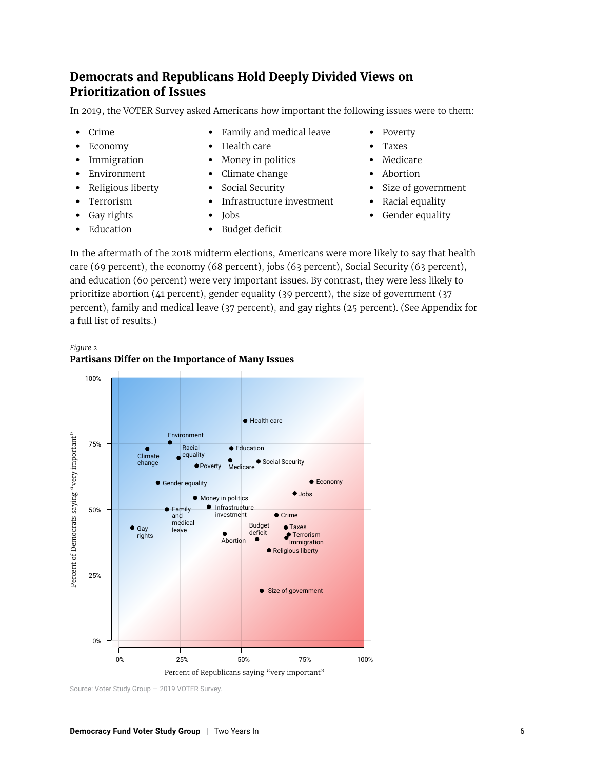## Democrats and Republicans Hold Deeply Divided Views on Prioritization of Issues

In 2019, the VOTER Survey asked Americans how important the following issues were to them:

- Crime
- Economy
- Immigration
- Environment
- Religious liberty
- Terrorism
- Gay rights
- Education
- Family and medical leave
- Health care
- Money in politics
- Climate change
- Social Security
- Infrastructure investment
- Jobs
- Budget deficit
- Poverty
- Taxes
- Medicare
- Abortion
- Size of government
- Racial equality
- Gender equality

In the aftermath of the 2018 midterm elections, Americans were more likely to say that health care (69 percent), the economy (68 percent), jobs (63 percent), Social Security (63 percent), and education (60 percent) were very important issues. By contrast, they were less likely to prioritize abortion (41 percent), gender equality (39 percent), the size of government (37 percent), family and medical leave (37 percent), and gay rights (25 percent). (See Appendix for a full list of results.)

*Figure 2*

**Partisans Differ on the Importance of Many Issues**

Source: Voter Study Group — 2019 VOTER Survey.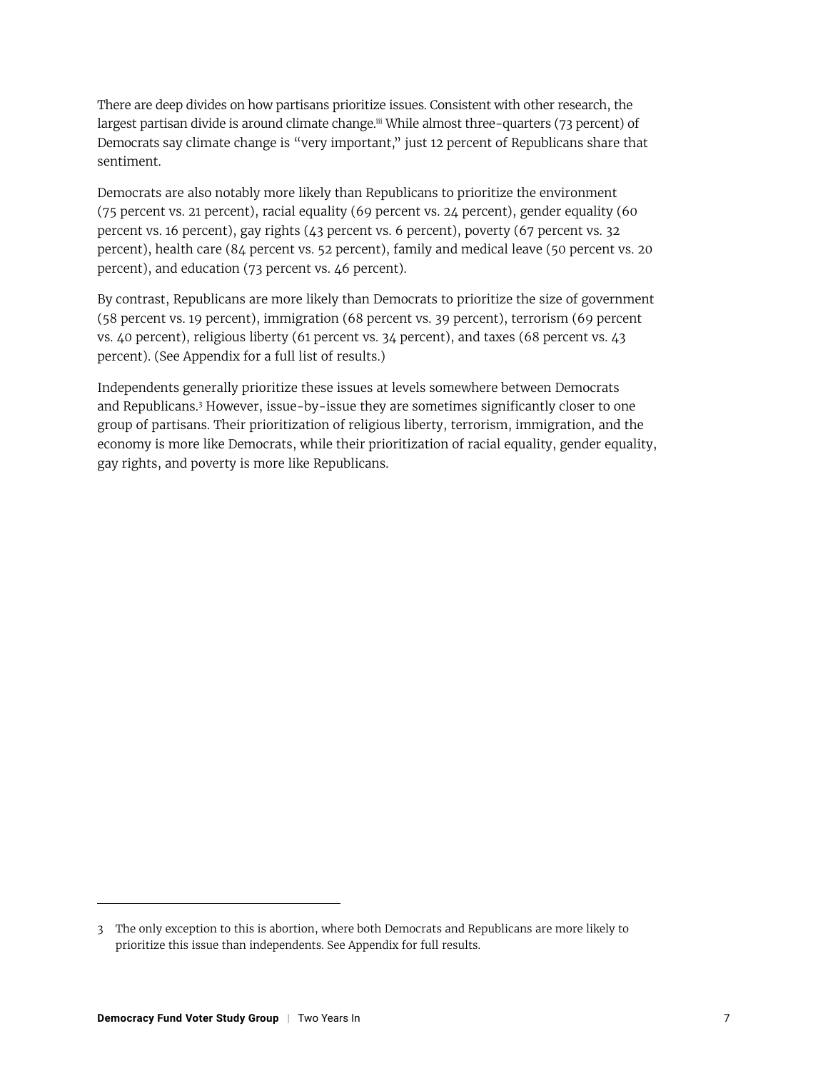There are deep divides on how partisans prioritize issues. Consistent with other research, the largest partisan divide is around climate change.[iii] While almost three-quarters (73 percent) of Democrats say climate change is "very important," just 12 percent of Republicans share that sentiment.

Democrats are also notably more likely than Republicans to prioritize the environment (75 percent vs. 21 percent), racial equality (69 percent vs. 24 percent), gender equality (60 percent vs. 16 percent), gay rights (43 percent vs. 6 percent), poverty (67 percent vs. 32 percent), health care (84 percent vs. 52 percent), family and medical leave (50 percent vs. 20 percent), and education (73 percent vs. 46 percent).

By contrast, Republicans are more likely than Democrats to prioritize the size of government (58 percent vs. 19 percent), immigration (68 percent vs. 39 percent), terrorism (69 percent vs. 40 percent), religious liberty (61 percent vs. 34 percent), and taxes (68 percent vs. 43 percent). (See Appendix for a full list of results.)

Independents generally prioritize these issues at levels somewhere between Democrats and Republicans.[3] However, issue-by-issue they are sometimes significantly closer to one group of partisans. Their prioritization of religious liberty, terrorism, immigration, and the economy is more like Democrats, while their prioritization of racial equality, gender equality, gay rights, and poverty is more like Republicans.

---

3 The only exception to this is abortion, where both Democrats and Republicans are more likely to prioritize this issue than independents. See Appendix for full results.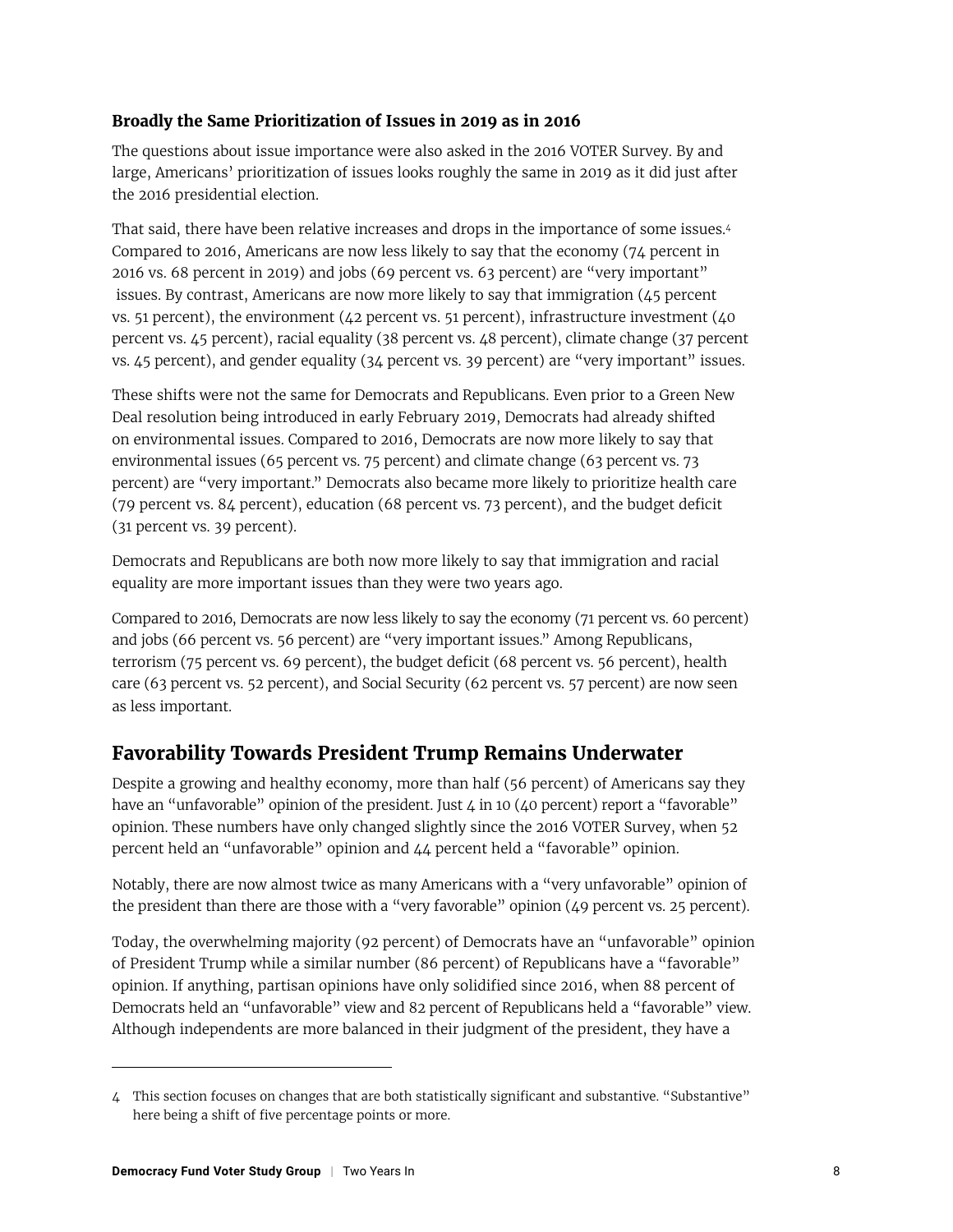### Broadly the Same Prioritization of Issues in 2019 as in 2016

The questions about issue importance were also asked in the 2016 VOTER Survey. By and large, Americans' prioritization of issues looks roughly the same in 2019 as it did just after the 2016 presidential election.

That said, there have been relative increases and drops in the importance of some issues.[4] Compared to 2016, Americans are now less likely to say that the economy (74 percent in 2016 vs. 68 percent in 2019) and jobs (69 percent vs. 63 percent) are "very important" issues. By contrast, Americans are now more likely to say that immigration (45 percent vs. 51 percent), the environment (42 percent vs. 51 percent), infrastructure investment (40 percent vs. 45 percent), racial equality (38 percent vs. 48 percent), climate change (37 percent vs. 45 percent), and gender equality (34 percent vs. 39 percent) are "very important" issues.

These shifts were not the same for Democrats and Republicans. Even prior to a Green New Deal resolution being introduced in early February 2019, Democrats had already shifted on environmental issues. Compared to 2016, Democrats are now more likely to say that environmental issues (65 percent vs. 75 percent) and climate change (63 percent vs. 73 percent) are "very important." Democrats also became more likely to prioritize health care (79 percent vs. 84 percent), education (68 percent vs. 73 percent), and the budget deficit (31 percent vs. 39 percent).

Democrats and Republicans are both now more likely to say that immigration and racial equality are more important issues than they were two years ago.

Compared to 2016, Democrats are now less likely to say the economy (71 percent vs. 60 percent) and jobs (66 percent vs. 56 percent) are "very important issues." Among Republicans, terrorism (75 percent vs. 69 percent), the budget deficit (68 percent vs. 56 percent), health care (63 percent vs. 52 percent), and Social Security (62 percent vs. 57 percent) are now seen as less important.

## Favorability Towards President Trump Remains Underwater

Despite a growing and healthy economy, more than half (56 percent) of Americans say they have an "unfavorable" opinion of the president. Just 4 in 10 (40 percent) report a "favorable" opinion. These numbers have only changed slightly since the 2016 VOTER Survey, when 52 percent held an "unfavorable" opinion and 44 percent held a "favorable" opinion.

Notably, there are now almost twice as many Americans with a "very unfavorable" opinion of the president than there are those with a "very favorable" opinion (49 percent vs. 25 percent).

Today, the overwhelming majority (92 percent) of Democrats have an "unfavorable" opinion of President Trump while a similar number (86 percent) of Republicans have a "favorable" opinion. If anything, partisan opinions have only solidified since 2016, when 88 percent of Democrats held an "unfavorable" view and 82 percent of Republicans held a "favorable" view. Although independents are more balanced in their judgment of the president, they have a

---

4 This section focuses on changes that are both statistically significant and substantive. "Substantive" here being a shift of five percentage points or more.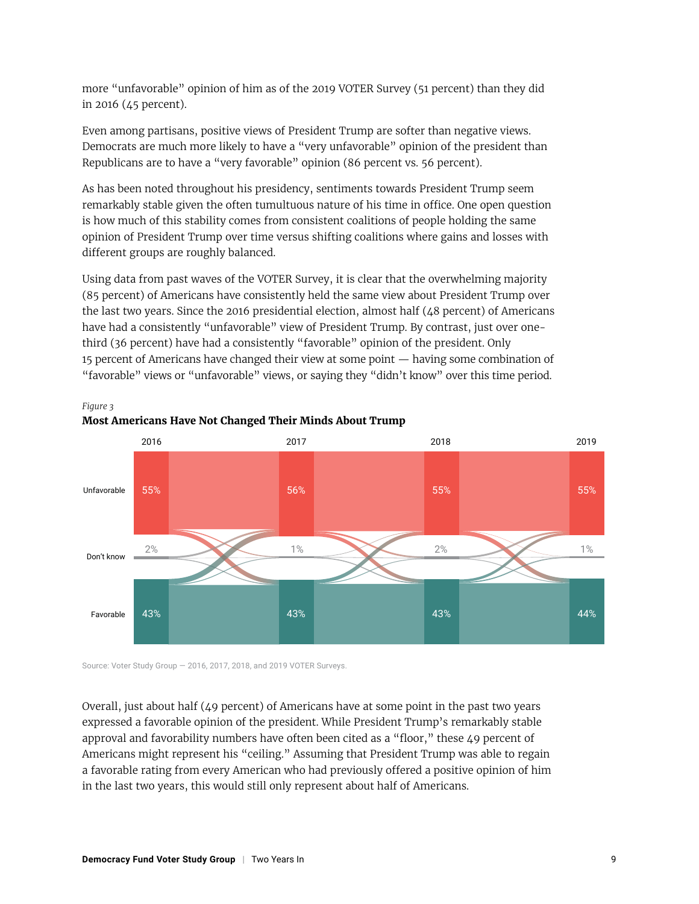more "unfavorable" opinion of him as of the 2019 VOTER Survey (51 percent) than they did in 2016 (45 percent).

Even among partisans, positive views of President Trump are softer than negative views. Democrats are much more likely to have a "very unfavorable" opinion of the president than Republicans are to have a "very favorable" opinion (86 percent vs. 56 percent).

As has been noted throughout his presidency, sentiments towards President Trump seem remarkably stable given the often tumultuous nature of his time in office. One open question is how much of this stability comes from consistent coalitions of people holding the same opinion of President Trump over time versus shifting coalitions where gains and losses with different groups are roughly balanced.

Using data from past waves of the VOTER Survey, it is clear that the overwhelming majority (85 percent) of Americans have consistently held the same view about President Trump over the last two years. Since the 2016 presidential election, almost half (48 percent) of Americans have had a consistently "unfavorable" view of President Trump. By contrast, just over one-third (36 percent) have had a consistently "favorable" opinion of the president. Only 15 percent of Americans have changed their view at some point — having some combination of "favorable" views or "unfavorable" views, or saying they "didn't know" over this time period.

*Figure 3*

**Most Americans Have Not Changed Their Minds About Trump**

| | 2016 | 2017 | 2018 | 2019 |
|---|---|---|---|---|
| Unfavorable | 55% | 56% | 55% | 55% |
| Don't know | 2% | 1% | 2% | 1% |
| Favorable | 43% | 43% | 43% | 44% |

Source: Voter Study Group — 2016, 2017, 2018, and 2019 VOTER Surveys.

Overall, just about half (49 percent) of Americans have at some point in the past two years expressed a favorable opinion of the president. While President Trump's remarkably stable approval and favorability numbers have often been cited as a "floor," these 49 percent of Americans might represent his "ceiling." Assuming that President Trump was able to regain a favorable rating from every American who had previously offered a positive opinion of him in the last two years, this would still only represent about half of Americans.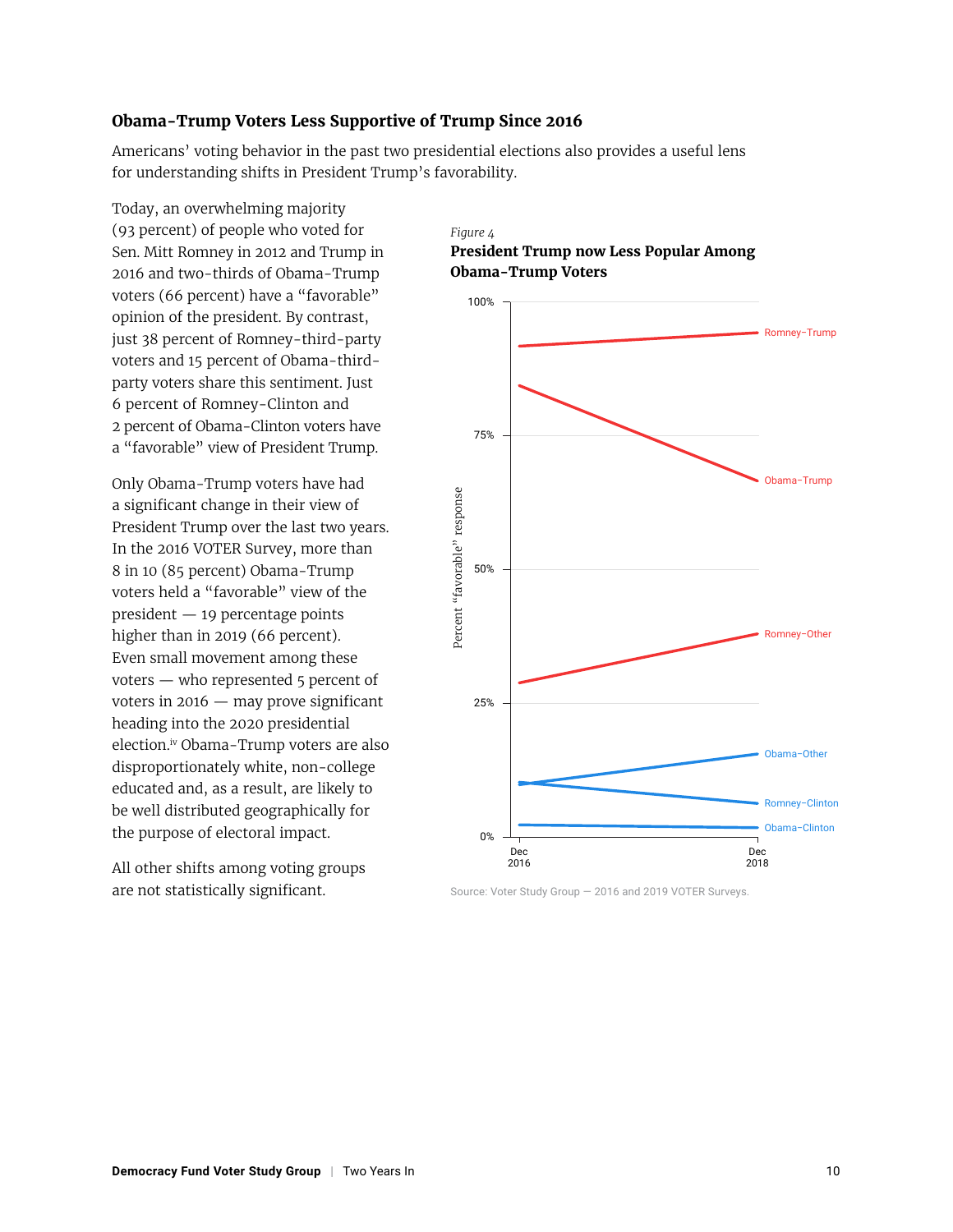### Obama-Trump Voters Less Supportive of Trump Since 2016

Americans' voting behavior in the past two presidential elections also provides a useful lens for understanding shifts in President Trump's favorability.

Today, an overwhelming majority (93 percent) of people who voted for Sen. Mitt Romney in 2012 and Trump in 2016 and two-thirds of Obama-Trump voters (66 percent) have a "favorable" opinion of the president. By contrast, just 38 percent of Romney-third-party voters and 15 percent of Obama-third-party voters share this sentiment. Just 6 percent of Romney-Clinton and 2 percent of Obama-Clinton voters have a "favorable" view of President Trump.

Only Obama-Trump voters have had a significant change in their view of President Trump over the last two years. In the 2016 VOTER Survey, more than 8 in 10 (85 percent) Obama-Trump voters held a "favorable" view of the president — 19 percentage points higher than in 2019 (66 percent). Even small movement among these voters — who represented 5 percent of voters in 2016 — may prove significant heading into the 2020 presidential election.[iv] Obama-Trump voters are also disproportionately white, non-college educated and, as a result, are likely to be well distributed geographically for the purpose of electoral impact.

All other shifts among voting groups are not statistically significant.

*Figure 4*

**President Trump now Less Popular Among Obama-Trump Voters**

Source: Voter Study Group — 2016 and 2019 VOTER Surveys.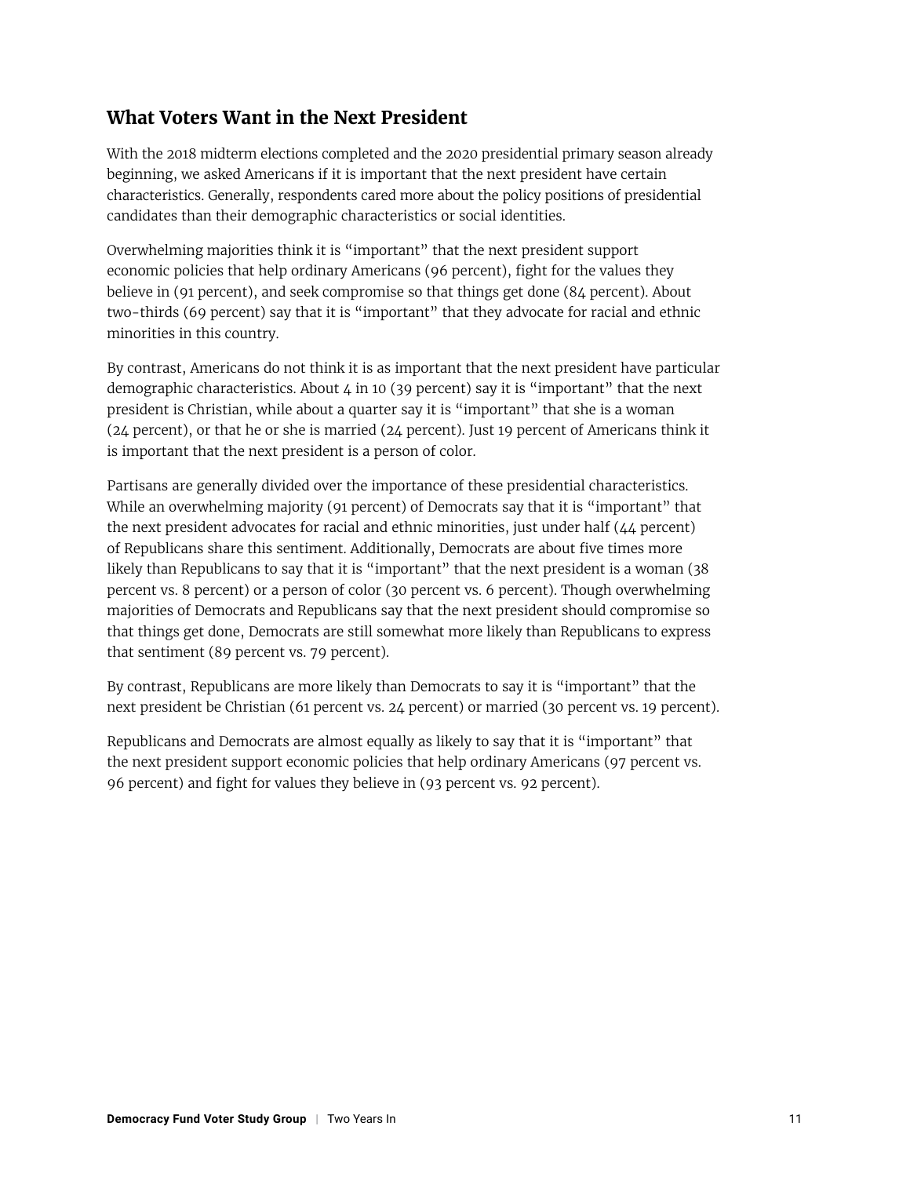## What Voters Want in the Next President

With the 2018 midterm elections completed and the 2020 presidential primary season already beginning, we asked Americans if it is important that the next president have certain characteristics. Generally, respondents cared more about the policy positions of presidential candidates than their demographic characteristics or social identities.

Overwhelming majorities think it is "important" that the next president support economic policies that help ordinary Americans (96 percent), fight for the values they believe in (91 percent), and seek compromise so that things get done (84 percent). About two-thirds (69 percent) say that it is "important" that they advocate for racial and ethnic minorities in this country.

By contrast, Americans do not think it is as important that the next president have particular demographic characteristics. About 4 in 10 (39 percent) say it is "important" that the next president is Christian, while about a quarter say it is "important" that she is a woman (24 percent), or that he or she is married (24 percent). Just 19 percent of Americans think it is important that the next president is a person of color.

Partisans are generally divided over the importance of these presidential characteristics. While an overwhelming majority (91 percent) of Democrats say that it is "important" that the next president advocates for racial and ethnic minorities, just under half (44 percent) of Republicans share this sentiment. Additionally, Democrats are about five times more likely than Republicans to say that it is "important" that the next president is a woman (38 percent vs. 8 percent) or a person of color (30 percent vs. 6 percent). Though overwhelming majorities of Democrats and Republicans say that the next president should compromise so that things get done, Democrats are still somewhat more likely than Republicans to express that sentiment (89 percent vs. 79 percent).

By contrast, Republicans are more likely than Democrats to say it is "important" that the next president be Christian (61 percent vs. 24 percent) or married (30 percent vs. 19 percent).

Republicans and Democrats are almost equally as likely to say that it is "important" that the next president support economic policies that help ordinary Americans (97 percent vs. 96 percent) and fight for values they believe in (93 percent vs. 92 percent).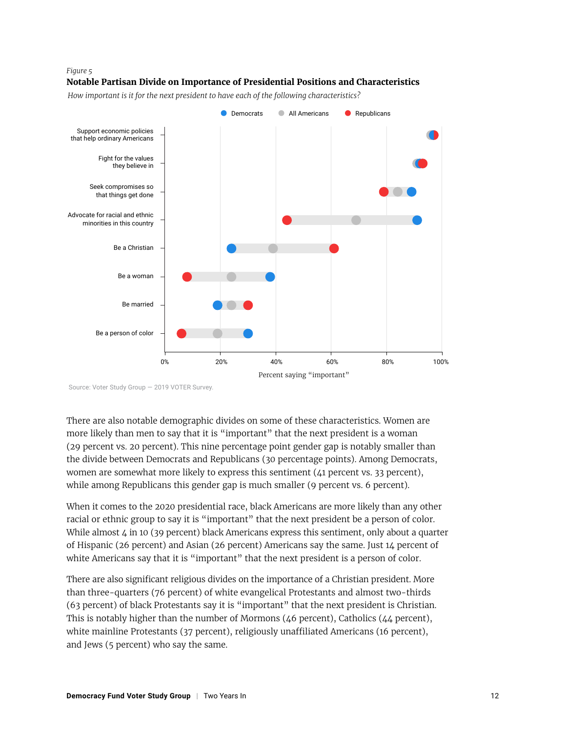*Figure 5*

**Notable Partisan Divide on Importance of Presidential Positions and Characteristics**

*How important is it for the next president to have each of the following characteristics?*

Democrats · All Americans · Republicans

- Support economic policies that help ordinary Americans
- Fight for the values they believe in
- Seek compromises so that things get done
- Advocate for racial and ethnic minorities in this country
- Be a Christian
- Be a woman
- Be married
- Be a person of color

0% · 20% · 40% · 60% · 80% · 100%

Percent saying "important"

Source: Voter Study Group — 2019 VOTER Survey.

There are also notable demographic divides on some of these characteristics. Women are more likely than men to say that it is "important" that the next president is a woman (29 percent vs. 20 percent). This nine percentage point gender gap is notably smaller than the divide between Democrats and Republicans (30 percentage points). Among Democrats, women are somewhat more likely to express this sentiment (41 percent vs. 33 percent), while among Republicans this gender gap is much smaller (9 percent vs. 6 percent).

When it comes to the 2020 presidential race, black Americans are more likely than any other racial or ethnic group to say it is "important" that the next president be a person of color. While almost 4 in 10 (39 percent) black Americans express this sentiment, only about a quarter of Hispanic (26 percent) and Asian (26 percent) Americans say the same. Just 14 percent of white Americans say that it is "important" that the next president is a person of color.

There are also significant religious divides on the importance of a Christian president. More than three-quarters (76 percent) of white evangelical Protestants and almost two-thirds (63 percent) of black Protestants say it is "important" that the next president is Christian. This is notably higher than the number of Mormons (46 percent), Catholics (44 percent), white mainline Protestants (37 percent), religiously unaffiliated Americans (16 percent), and Jews (5 percent) who say the same.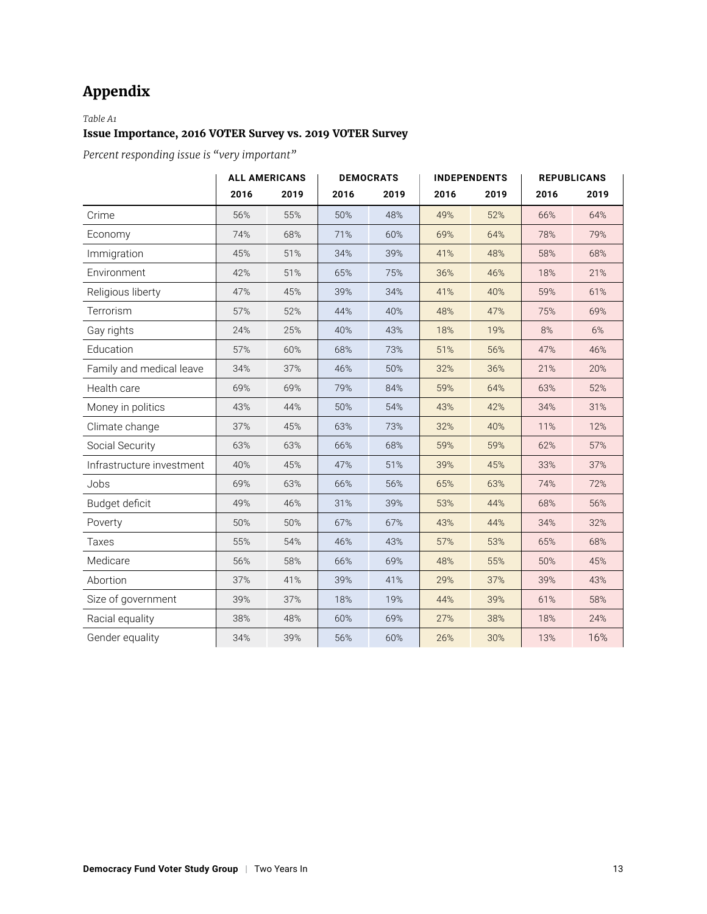# Appendix

*Table A1*

**Issue Importance, 2016 VOTER Survey vs. 2019 VOTER Survey**

*Percent responding issue is "very important"*

| | ALL AMERICANS | | DEMOCRATS | | INDEPENDENTS | | REPUBLICANS | |
|---|---|---|---|---|---|---|---|---|
| | 2016 | 2019 | 2016 | 2019 | 2016 | 2019 | 2016 | 2019 |
| Crime | 56% | 55% | 50% | 48% | 49% | 52% | 66% | 64% |
| Economy | 74% | 68% | 71% | 60% | 69% | 64% | 78% | 79% |
| Immigration | 45% | 51% | 34% | 39% | 41% | 48% | 58% | 68% |
| Environment | 42% | 51% | 65% | 75% | 36% | 46% | 18% | 21% |
| Religious liberty | 47% | 45% | 39% | 34% | 41% | 40% | 59% | 61% |
| Terrorism | 57% | 52% | 44% | 40% | 48% | 47% | 75% | 69% |
| Gay rights | 24% | 25% | 40% | 43% | 18% | 19% | 8% | 6% |
| Education | 57% | 60% | 68% | 73% | 51% | 56% | 47% | 46% |
| Family and medical leave | 34% | 37% | 46% | 50% | 32% | 36% | 21% | 20% |
| Health care | 69% | 69% | 79% | 84% | 59% | 64% | 63% | 52% |
| Money in politics | 43% | 44% | 50% | 54% | 43% | 42% | 34% | 31% |
| Climate change | 37% | 45% | 63% | 73% | 32% | 40% | 11% | 12% |
| Social Security | 63% | 63% | 66% | 68% | 59% | 59% | 62% | 57% |
| Infrastructure investment | 40% | 45% | 47% | 51% | 39% | 45% | 33% | 37% |
| Jobs | 69% | 63% | 66% | 56% | 65% | 63% | 74% | 72% |
| Budget deficit | 49% | 46% | 31% | 39% | 53% | 44% | 68% | 56% |
| Poverty | 50% | 50% | 67% | 67% | 43% | 44% | 34% | 32% |
| Taxes | 55% | 54% | 46% | 43% | 57% | 53% | 65% | 68% |
| Medicare | 56% | 58% | 66% | 69% | 48% | 55% | 50% | 45% |
| Abortion | 37% | 41% | 39% | 41% | 29% | 37% | 39% | 43% |
| Size of government | 39% | 37% | 18% | 19% | 44% | 39% | 61% | 58% |
| Racial equality | 38% | 48% | 60% | 69% | 27% | 38% | 18% | 24% |
| Gender equality | 34% | 39% | 56% | 60% | 26% | 30% | 13% | 16% |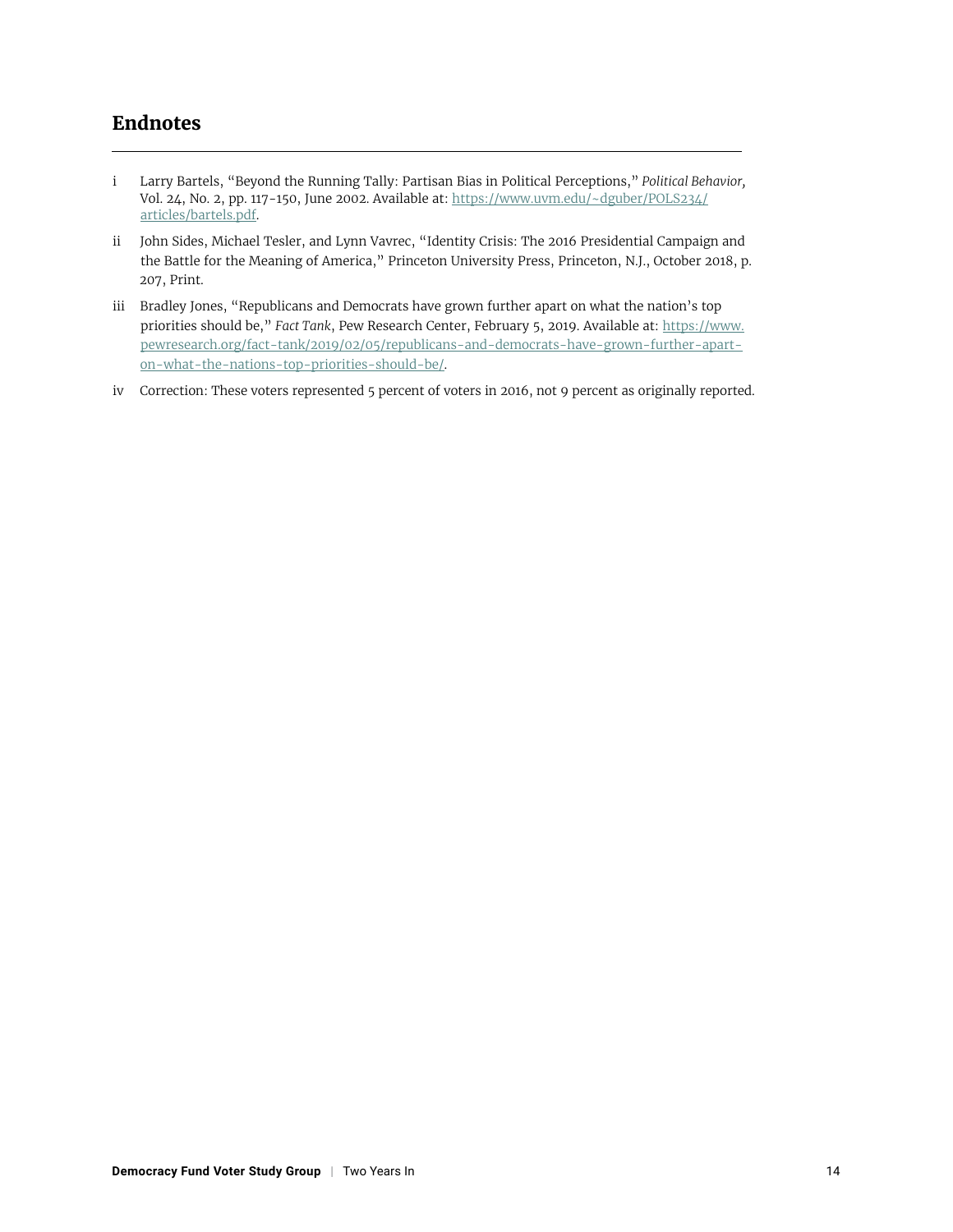## Endnotes

i Larry Bartels, "Beyond the Running Tally: Partisan Bias in Political Perceptions," *Political Behavior,* Vol. 24, No. 2, pp. 117-150, June 2002. Available at: https://www.uvm.edu/~dguber/POLS234/articles/bartels.pdf.

ii John Sides, Michael Tesler, and Lynn Vavrec, "Identity Crisis: The 2016 Presidential Campaign and the Battle for the Meaning of America," Princeton University Press, Princeton, N.J., October 2018, p. 207, Print.

iii Bradley Jones, "Republicans and Democrats have grown further apart on what the nation's top priorities should be," *Fact Tank*, Pew Research Center, February 5, 2019. Available at: https://www.pewresearch.org/fact-tank/2019/02/05/republicans-and-democrats-have-grown-further-apart-on-what-the-nations-top-priorities-should-be/.

iv Correction: These voters represented 5 percent of voters in 2016, not 9 percent as originally reported.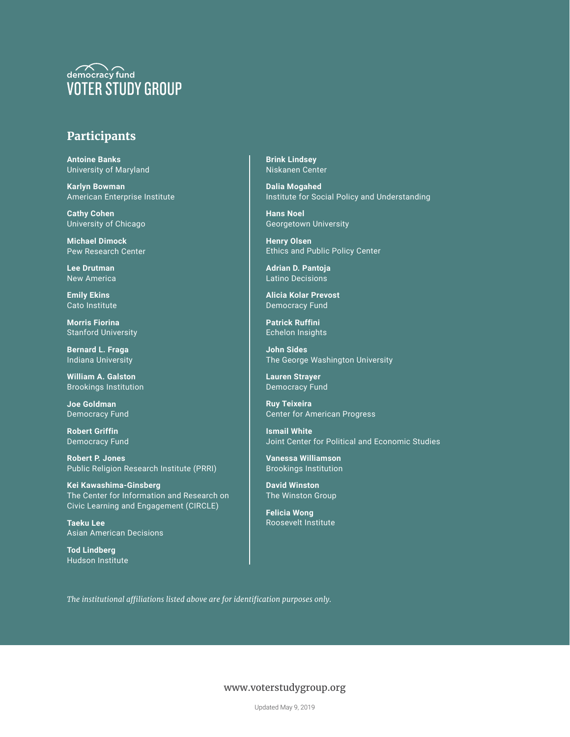democracy fund

VOTER STUDY GROUP

## Participants

**Antoine Banks**
University of Maryland

**Karlyn Bowman**
American Enterprise Institute

**Cathy Cohen**
University of Chicago

**Michael Dimock**
Pew Research Center

**Lee Drutman**
New America

**Emily Ekins**
Cato Institute

**Morris Fiorina**
Stanford University

**Bernard L. Fraga**
Indiana University

**William A. Galston**
Brookings Institution

**Joe Goldman**
Democracy Fund

**Robert Griffin**
Democracy Fund

**Robert P. Jones**
Public Religion Research Institute (PRRI)

**Kei Kawashima-Ginsberg**
The Center for Information and Research on Civic Learning and Engagement (CIRCLE)

**Taeku Lee**
Asian American Decisions

**Tod Lindberg**
Hudson Institute

**Brink Lindsey**
Niskanen Center

**Dalia Mogahed**
Institute for Social Policy and Understanding

**Hans Noel**
Georgetown University

**Henry Olsen**
Ethics and Public Policy Center

**Adrian D. Pantoja**
Latino Decisions

**Alicia Kolar Prevost**
Democracy Fund

**Patrick Ruffini**
Echelon Insights

**John Sides**
The George Washington University

**Lauren Strayer**
Democracy Fund

**Ruy Teixeira**
Center for American Progress

**Ismail White**
Joint Center for Political and Economic Studies

**Vanessa Williamson**
Brookings Institution

**David Winston**
The Winston Group

**Felicia Wong**
Roosevelt Institute

*The institutional affiliations listed above are for identification purposes only.*

www.voterstudygroup.org

Updated May 9, 2019